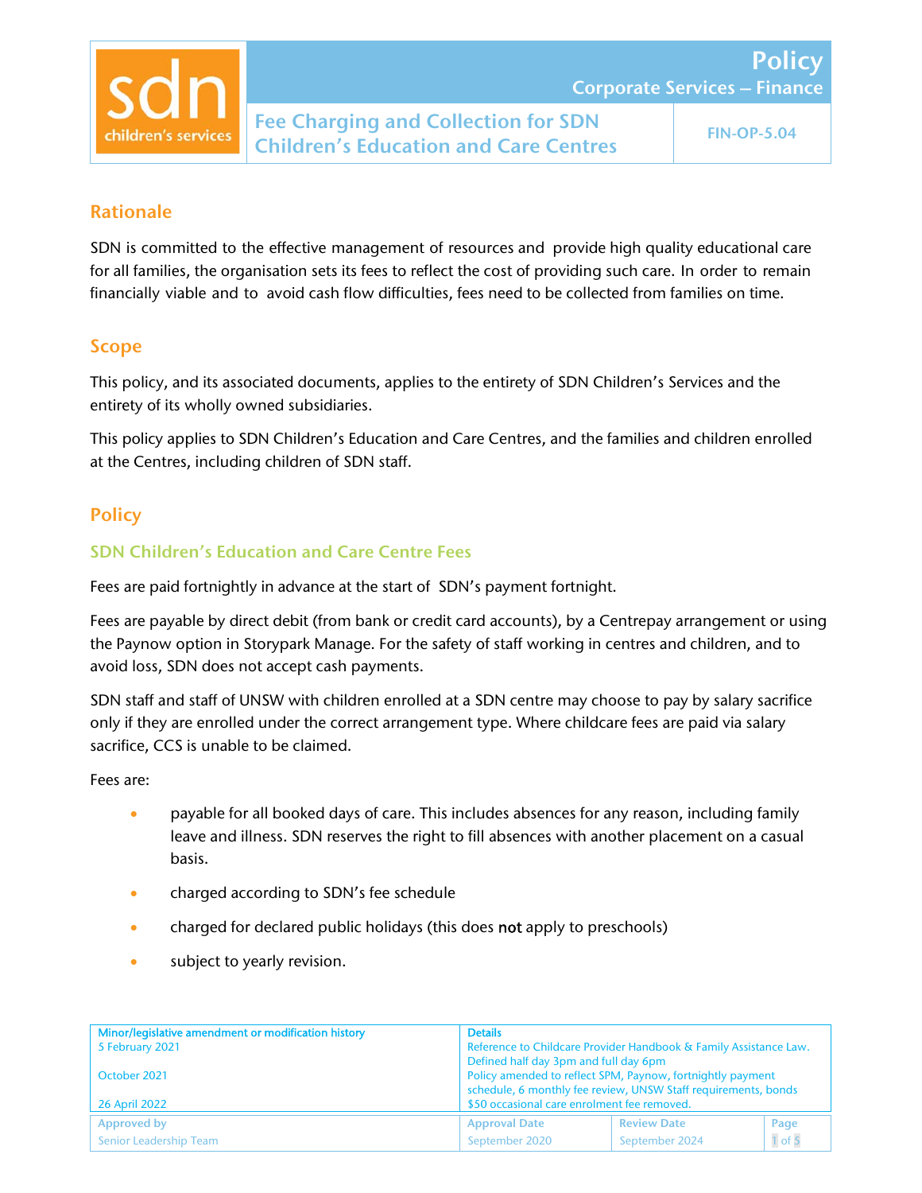# Fee Charging and Collection for SDN Children's Education and Care Centres

Policy — Corporate Services – Finance — FIN-OP-5.04

## Rationale

SDN is committed to the effective management of resources and provide high quality educational care for all families, the organisation sets its fees to reflect the cost of providing such care. In order to remain financially viable and to avoid cash flow difficulties, fees need to be collected from families on time.

## Scope

This policy, and its associated documents, applies to the entirety of SDN Children's Services and the entirety of its wholly owned subsidiaries.

This policy applies to SDN Children's Education and Care Centres, and the families and children enrolled at the Centres, including children of SDN staff.

## Policy

### SDN Children's Education and Care Centre Fees

Fees are paid fortnightly in advance at the start of SDN's payment fortnight.

Fees are payable by direct debit (from bank or credit card accounts), by a Centrepay arrangement or using the Paynow option in Storypark Manage. For the safety of staff working in centres and children, and to avoid loss, SDN does not accept cash payments.

SDN staff and staff of UNSW with children enrolled at a SDN centre may choose to pay by salary sacrifice only if they are enrolled under the correct arrangement type. Where childcare fees are paid via salary sacrifice, CCS is unable to be claimed.

Fees are:

- payable for all booked days of care. This includes absences for any reason, including family leave and illness. SDN reserves the right to fill absences with another placement on a casual basis.
- charged according to SDN's fee schedule
- charged for declared public holidays (this does **not** apply to preschools)
- subject to yearly revision.

| Minor/legislative amendment or modification history | Details |
|---|---|
| 5 February 2021 | Reference to Childcare Provider Handbook & Family Assistance Law. Defined half day 3pm and full day 6pm |
| October 2021 | Policy amended to reflect SPM, Paynow, fortnightly payment schedule, 6 monthly fee review, UNSW Staff requirements, bonds |
| 26 April 2022 | $50 occasional care enrolment fee removed. |

| Approved by | Approval Date | Review Date |
|---|---|---|
| Senior Leadership Team | September 2020 | September 2024 |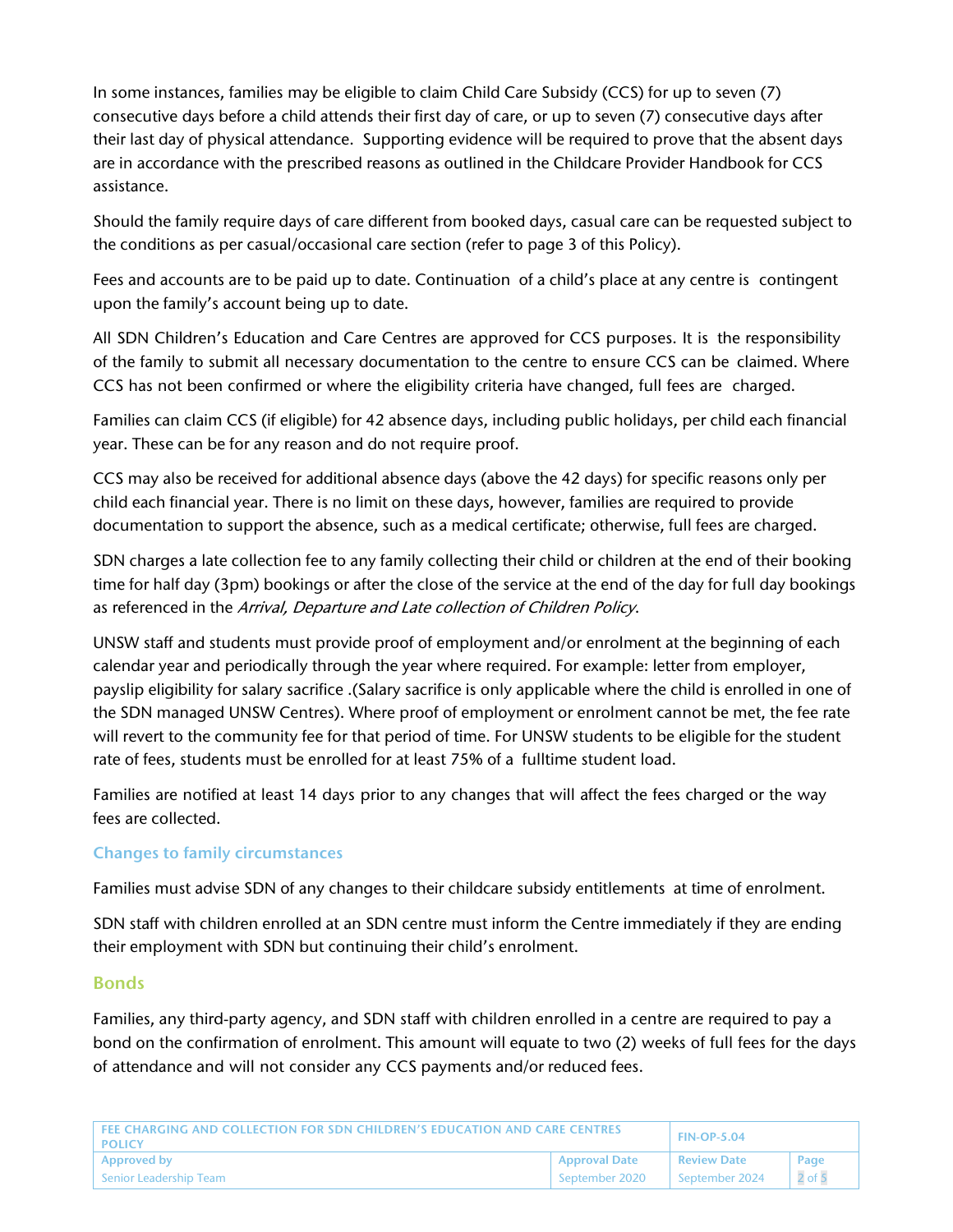In some instances, families may be eligible to claim Child Care Subsidy (CCS) for up to seven (7) consecutive days before a child attends their first day of care, or up to seven (7) consecutive days after their last day of physical attendance. Supporting evidence will be required to prove that the absent days are in accordance with the prescribed reasons as outlined in the Childcare Provider Handbook for CCS assistance.

Should the family require days of care different from booked days, casual care can be requested subject to the conditions as per casual/occasional care section (refer to page 3 of this Policy).

Fees and accounts are to be paid up to date. Continuation of a child's place at any centre is contingent upon the family's account being up to date.

All SDN Children's Education and Care Centres are approved for CCS purposes. It is the responsibility of the family to submit all necessary documentation to the centre to ensure CCS can be claimed. Where CCS has not been confirmed or where the eligibility criteria have changed, full fees are charged.

Families can claim CCS (if eligible) for 42 absence days, including public holidays, per child each financial year. These can be for any reason and do not require proof.

CCS may also be received for additional absence days (above the 42 days) for specific reasons only per child each financial year. There is no limit on these days, however, families are required to provide documentation to support the absence, such as a medical certificate; otherwise, full fees are charged.

SDN charges a late collection fee to any family collecting their child or children at the end of their booking time for half day (3pm) bookings or after the close of the service at the end of the day for full day bookings as referenced in the *Arrival, Departure and Late collection of Children Policy*.

UNSW staff and students must provide proof of employment and/or enrolment at the beginning of each calendar year and periodically through the year where required. For example: letter from employer, payslip eligibility for salary sacrifice .(Salary sacrifice is only applicable where the child is enrolled in one of the SDN managed UNSW Centres). Where proof of employment or enrolment cannot be met, the fee rate will revert to the community fee for that period of time. For UNSW students to be eligible for the student rate of fees, students must be enrolled for at least 75% of a fulltime student load.

Families are notified at least 14 days prior to any changes that will affect the fees charged or the way fees are collected.

### Changes to family circumstances

Families must advise SDN of any changes to their childcare subsidy entitlements at time of enrolment.

SDN staff with children enrolled at an SDN centre must inform the Centre immediately if they are ending their employment with SDN but continuing their child's enrolment.

## Bonds

Families, any third-party agency, and SDN staff with children enrolled in a centre are required to pay a bond on the confirmation of enrolment. This amount will equate to two (2) weeks of full fees for the days of attendance and will not consider any CCS payments and/or reduced fees.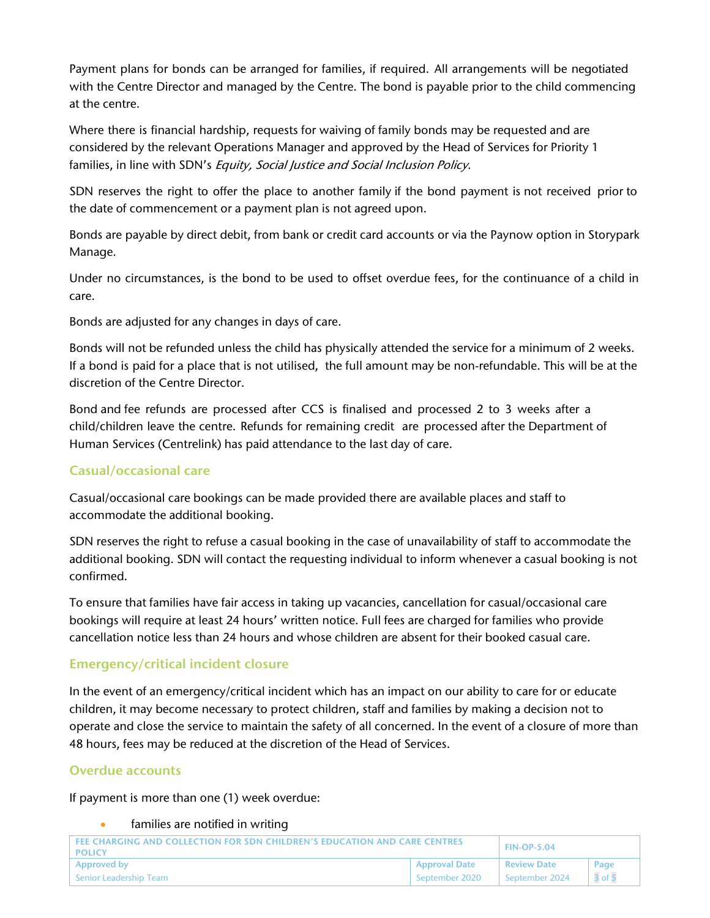Payment plans for bonds can be arranged for families, if required. All arrangements will be negotiated with the Centre Director and managed by the Centre. The bond is payable prior to the child commencing at the centre.

Where there is financial hardship, requests for waiving of family bonds may be requested and are considered by the relevant Operations Manager and approved by the Head of Services for Priority 1 families, in line with SDN's *Equity, Social Justice and Social Inclusion Policy*.

SDN reserves the right to offer the place to another family if the bond payment is not received prior to the date of commencement or a payment plan is not agreed upon.

Bonds are payable by direct debit, from bank or credit card accounts or via the Paynow option in Storypark Manage.

Under no circumstances, is the bond to be used to offset overdue fees, for the continuance of a child in care.

Bonds are adjusted for any changes in days of care.

Bonds will not be refunded unless the child has physically attended the service for a minimum of 2 weeks. If a bond is paid for a place that is not utilised, the full amount may be non-refundable. This will be at the discretion of the Centre Director.

Bond and fee refunds are processed after CCS is finalised and processed 2 to 3 weeks after a child/children leave the centre. Refunds for remaining credit are processed after the Department of Human Services (Centrelink) has paid attendance to the last day of care.

### Casual/occasional care

Casual/occasional care bookings can be made provided there are available places and staff to accommodate the additional booking.

SDN reserves the right to refuse a casual booking in the case of unavailability of staff to accommodate the additional booking. SDN will contact the requesting individual to inform whenever a casual booking is not confirmed.

To ensure that families have fair access in taking up vacancies, cancellation for casual/occasional care bookings will require at least 24 hours' written notice. Full fees are charged for families who provide cancellation notice less than 24 hours and whose children are absent for their booked casual care.

### Emergency/critical incident closure

In the event of an emergency/critical incident which has an impact on our ability to care for or educate children, it may become necessary to protect children, staff and families by making a decision not to operate and close the service to maintain the safety of all concerned. In the event of a closure of more than 48 hours, fees may be reduced at the discretion of the Head of Services.

### Overdue accounts

If payment is more than one (1) week overdue:

- families are notified in writing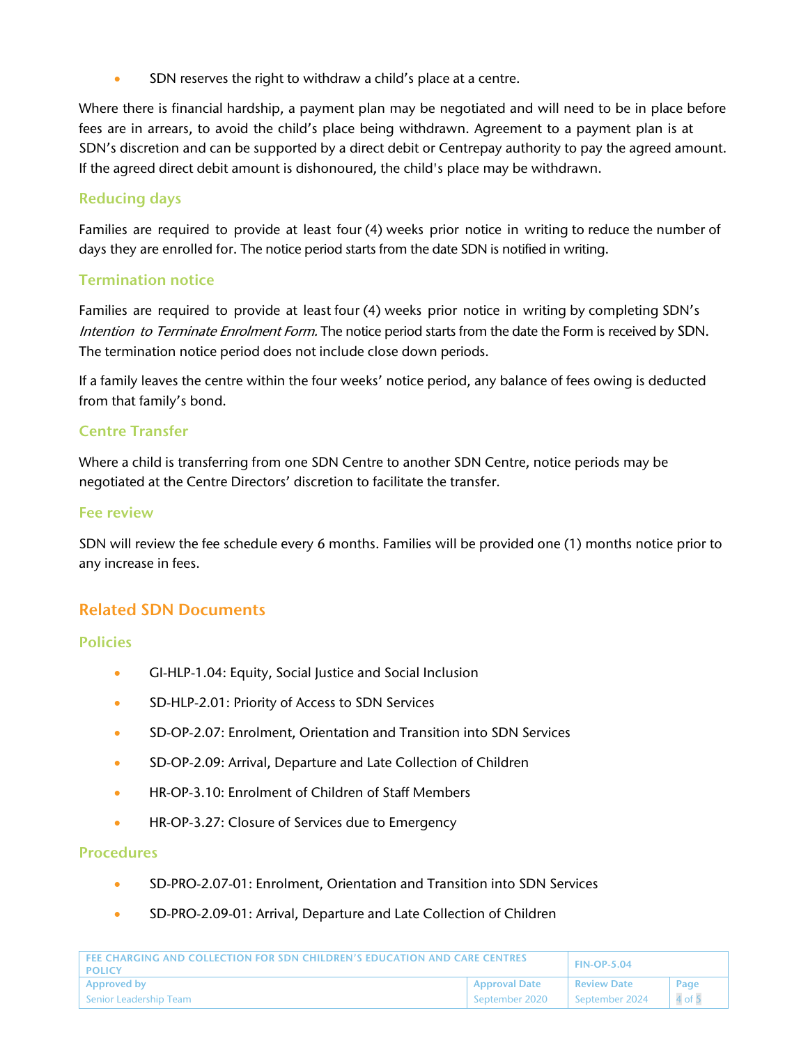- SDN reserves the right to withdraw a child's place at a centre.

Where there is financial hardship, a payment plan may be negotiated and will need to be in place before fees are in arrears, to avoid the child's place being withdrawn. Agreement to a payment plan is at SDN's discretion and can be supported by a direct debit or Centrepay authority to pay the agreed amount. If the agreed direct debit amount is dishonoured, the child's place may be withdrawn.

### Reducing days

Families are required to provide at least four (4) weeks prior notice in writing to reduce the number of days they are enrolled for. The notice period starts from the date SDN is notified in writing.

### Termination notice

Families are required to provide at least four (4) weeks prior notice in writing by completing SDN's *Intention to Terminate Enrolment Form.* The notice period starts from the date the Form is received by SDN. The termination notice period does not include close down periods.

If a family leaves the centre within the four weeks' notice period, any balance of fees owing is deducted from that family's bond.

### Centre Transfer

Where a child is transferring from one SDN Centre to another SDN Centre, notice periods may be negotiated at the Centre Directors' discretion to facilitate the transfer.

### Fee review

SDN will review the fee schedule every 6 months. Families will be provided one (1) months notice prior to any increase in fees.

## Related SDN Documents

### Policies

- GI-HLP-1.04: Equity, Social Justice and Social Inclusion
- SD-HLP-2.01: Priority of Access to SDN Services
- SD-OP-2.07: Enrolment, Orientation and Transition into SDN Services
- SD-OP-2.09: Arrival, Departure and Late Collection of Children
- HR-OP-3.10: Enrolment of Children of Staff Members
- HR-OP-3.27: Closure of Services due to Emergency

### Procedures

- SD-PRO-2.07-01: Enrolment, Orientation and Transition into SDN Services
- SD-PRO-2.09-01: Arrival, Departure and Late Collection of Children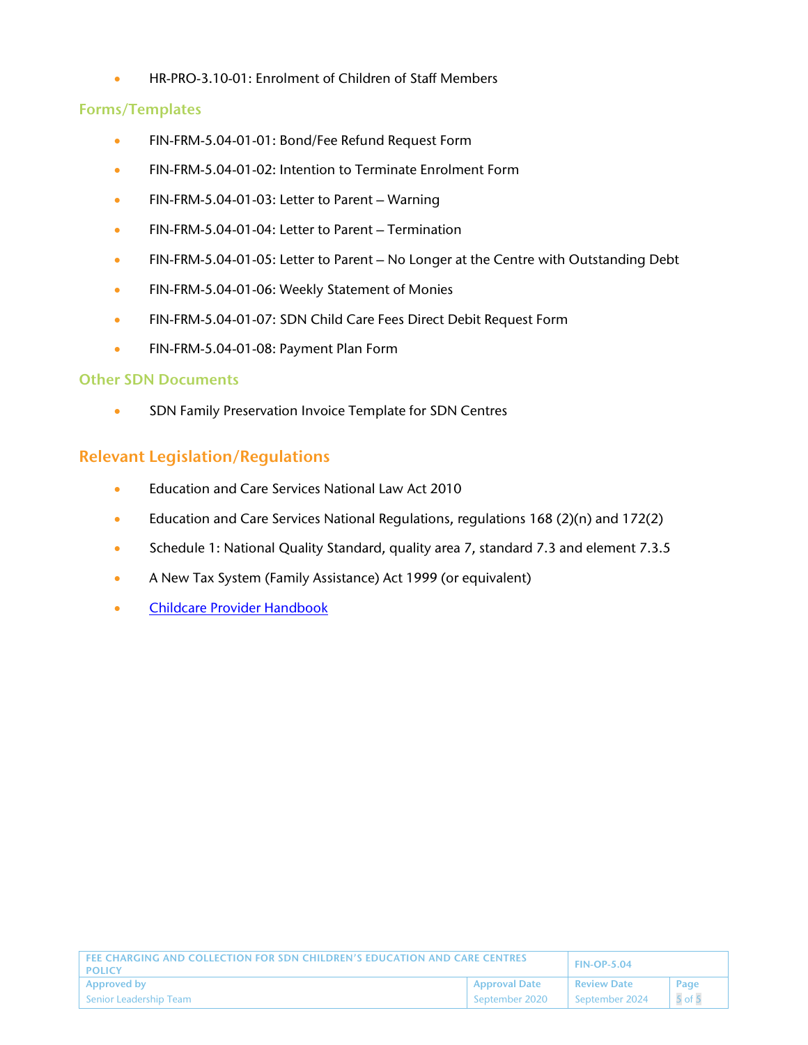- HR-PRO-3.10-01: Enrolment of Children of Staff Members

### Forms/Templates

- FIN-FRM-5.04-01-01: Bond/Fee Refund Request Form
- FIN-FRM-5.04-01-02: Intention to Terminate Enrolment Form
- FIN-FRM-5.04-01-03: Letter to Parent – Warning
- FIN-FRM-5.04-01-04: Letter to Parent – Termination
- FIN-FRM-5.04-01-05: Letter to Parent – No Longer at the Centre with Outstanding Debt
- FIN-FRM-5.04-01-06: Weekly Statement of Monies
- FIN-FRM-5.04-01-07: SDN Child Care Fees Direct Debit Request Form
- FIN-FRM-5.04-01-08: Payment Plan Form

### Other SDN Documents

- SDN Family Preservation Invoice Template for SDN Centres

## Relevant Legislation/Regulations

- Education and Care Services National Law Act 2010
- Education and Care Services National Regulations, regulations 168 (2)(n) and 172(2)
- Schedule 1: National Quality Standard, quality area 7, standard 7.3 and element 7.3.5
- A New Tax System (Family Assistance) Act 1999 (or equivalent)
- Childcare Provider Handbook